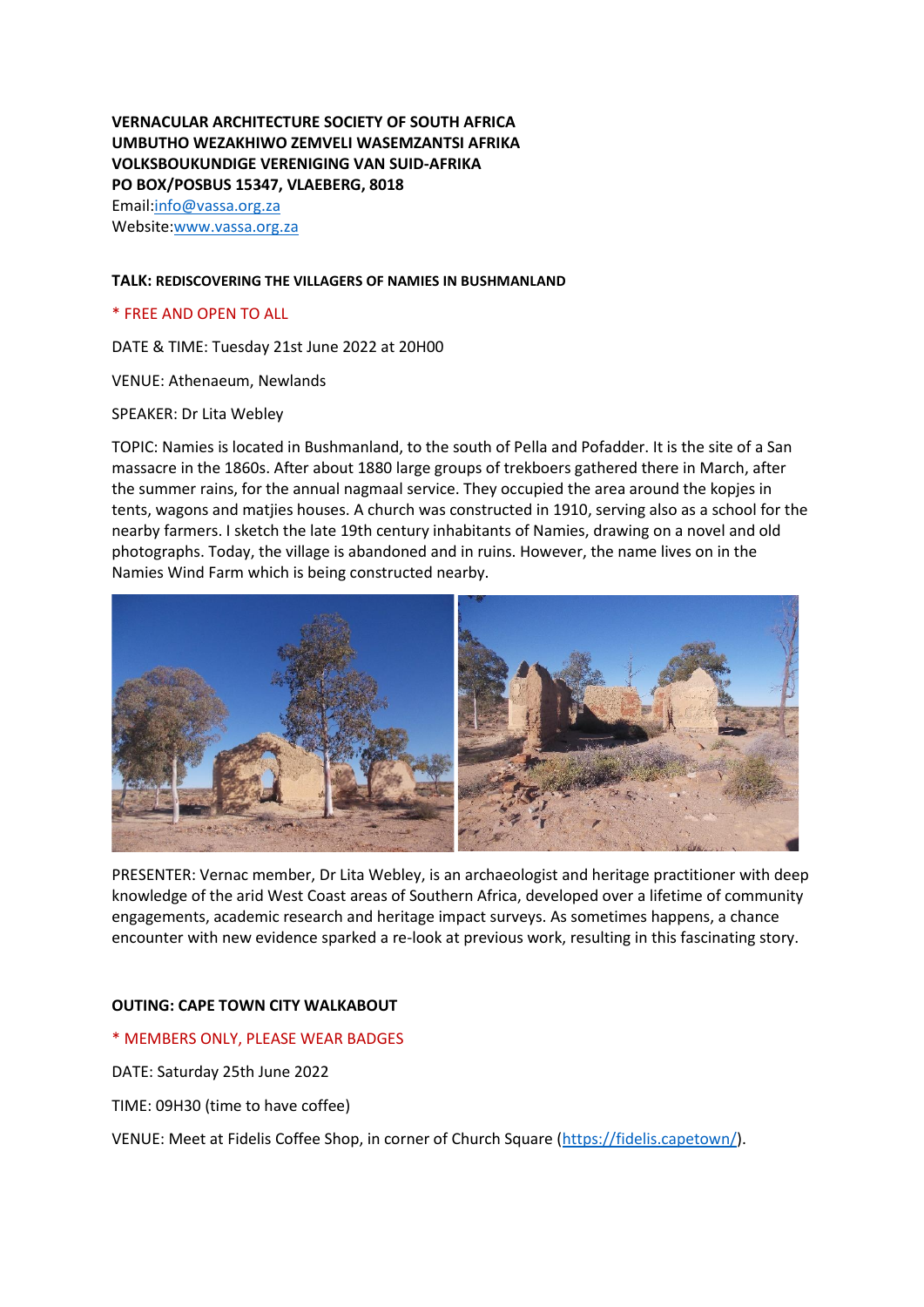**VERNACULAR ARCHITECTURE SOCIETY OF SOUTH AFRICA**
**UMBUTHO WEZAKHIWO ZEMVELI WASEMZANTSI AFRIKA**
**VOLKSBOUKUNDIGE VERENIGING VAN SUID-AFRIKA**
**PO BOX/POSBUS 15347, VLAEBERG, 8018**
Email:[info@vassa.org.za](mailto:info@vassa.org.za)
Website:[www.vassa.org.za](http://www.vassa.org.za)

**TALK: REDISCOVERING THE VILLAGERS OF NAMIES IN BUSHMANLAND**

* FREE AND OPEN TO ALL

DATE & TIME: Tuesday 21st June 2022 at 20H00

VENUE: Athenaeum, Newlands

SPEAKER: Dr Lita Webley

TOPIC: Namies is located in Bushmanland, to the south of Pella and Pofadder. It is the site of a San massacre in the 1860s. After about 1880 large groups of trekboers gathered there in March, after the summer rains, for the annual nagmaal service. They occupied the area around the kopjes in tents, wagons and matjies houses. A church was constructed in 1910, serving also as a school for the nearby farmers. I sketch the late 19th century inhabitants of Namies, drawing on a novel and old photographs. Today, the village is abandoned and in ruins. However, the name lives on in the Namies Wind Farm which is being constructed nearby.

PRESENTER: Vernac member, Dr Lita Webley, is an archaeologist and heritage practitioner with deep knowledge of the arid West Coast areas of Southern Africa, developed over a lifetime of community engagements, academic research and heritage impact surveys. As sometimes happens, a chance encounter with new evidence sparked a re-look at previous work, resulting in this fascinating story.

**OUTING: CAPE TOWN CITY WALKABOUT**

* MEMBERS ONLY, PLEASE WEAR BADGES

DATE: Saturday 25th June 2022

TIME: 09H30 (time to have coffee)

VENUE: Meet at Fidelis Coffee Shop, in corner of Church Square ([https://fidelis.capetown/](https://fidelis.capetown/)).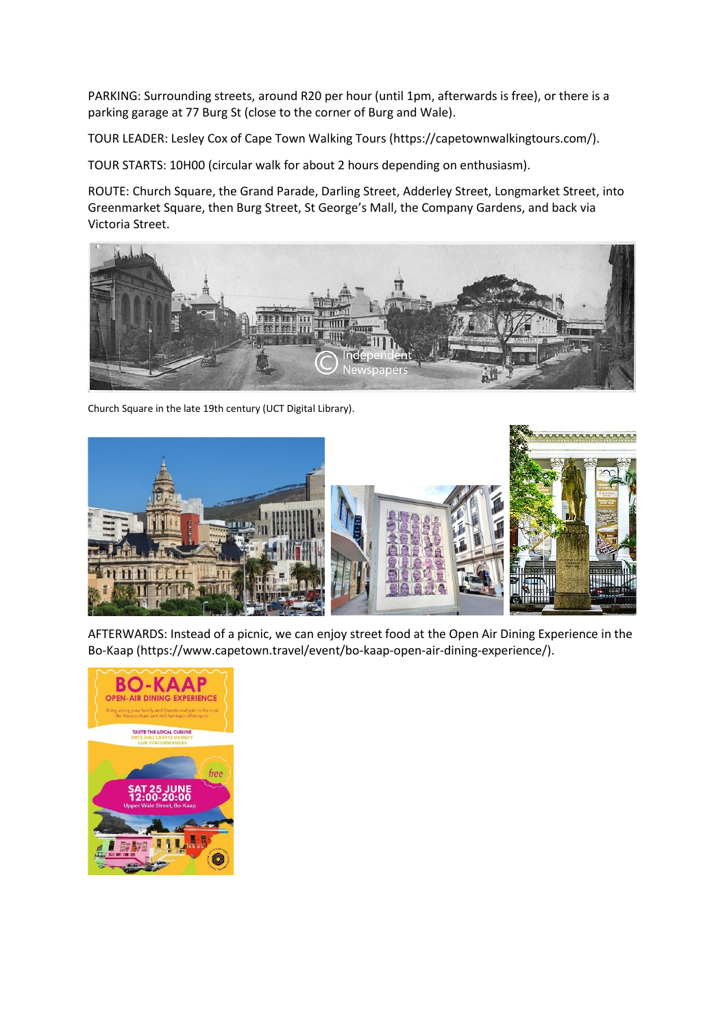PARKING: Surrounding streets, around R20 per hour (until 1pm, afterwards is free), or there is a parking garage at 77 Burg St (close to the corner of Burg and Wale).

TOUR LEADER: Lesley Cox of Cape Town Walking Tours (https://capetownwalkingtours.com/).

TOUR STARTS: 10H00 (circular walk for about 2 hours depending on enthusiasm).

ROUTE: Church Square, the Grand Parade, Darling Street, Adderley Street, Longmarket Street, into Greenmarket Square, then Burg Street, St George's Mall, the Company Gardens, and back via Victoria Street.

Church Square in the late 19th century (UCT Digital Library).

AFTERWARDS: Instead of a picnic, we can enjoy street food at the Open Air Dining Experience in the Bo-Kaap (https://www.capetown.travel/event/bo-kaap-open-air-dining-experience/).